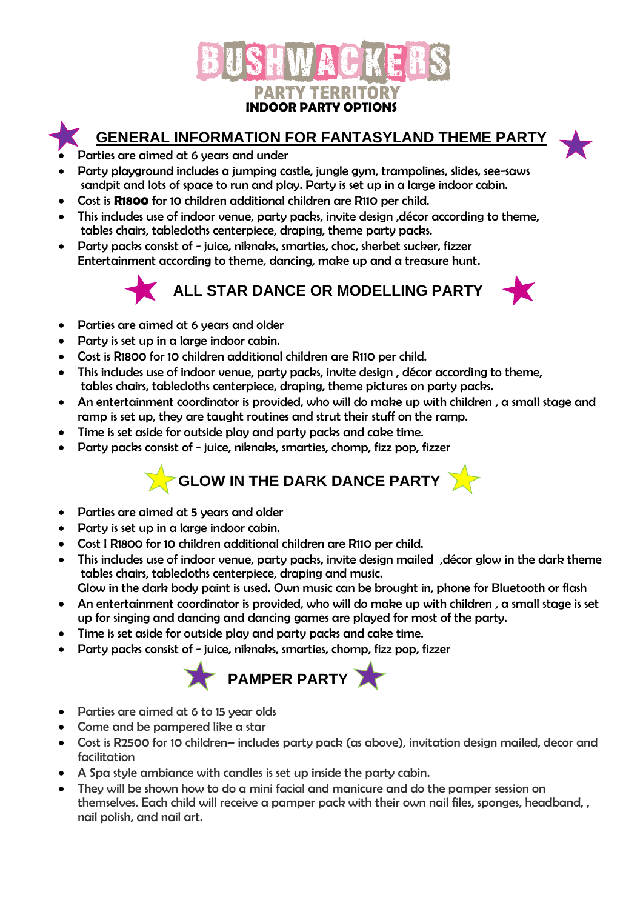# BUSHWACKERS

## PARTY TERRITORY

**INDOOR PARTY OPTIONS**

## GENERAL INFORMATION FOR FANTASYLAND THEME PARTY

- Parties are aimed at 6 years and under
- Party playground includes a jumping castle, jungle gym, trampolines, slides, see-saws sandpit and lots of space to run and play. Party is set up in a large indoor cabin.
- Cost is **R1800** for 10 children additional children are R110 per child.
- This includes use of indoor venue, party packs, invite design ,décor according to theme, tables chairs, tablecloths centerpiece, draping, theme party packs.
- Party packs consist of - juice, niknaks, smarties, choc, sherbet sucker, fizzer Entertainment according to theme, dancing, make up and a treasure hunt.

## ALL STAR DANCE OR MODELLING PARTY

- Parties are aimed at 6 years and older
- Party is set up in a large indoor cabin.
- Cost is R1800 for 10 children additional children are R110 per child.
- This includes use of indoor venue, party packs, invite design , décor according to theme, tables chairs, tablecloths centerpiece, draping, theme pictures on party packs.
- An entertainment coordinator is provided, who will do make up with children , a small stage and ramp is set up, they are taught routines and strut their stuff on the ramp.
- Time is set aside for outside play and party packs and cake time.
- Party packs consist of - juice, niknaks, smarties, chomp, fizz pop, fizzer

## GLOW IN THE DARK DANCE PARTY

- Parties are aimed at 5 years and older
- Party is set up in a large indoor cabin.
- Cost I R1800 for 10 children additional children are R110 per child.
- This includes use of indoor venue, party packs, invite design mailed ,décor glow in the dark theme tables chairs, tablecloths centerpiece, draping and music.
  Glow in the dark body paint is used. Own music can be brought in, phone for Bluetooth or flash
- An entertainment coordinator is provided, who will do make up with children , a small stage is set up for singing and dancing and dancing games are played for most of the party.
- Time is set aside for outside play and party packs and cake time.
- Party packs consist of - juice, niknaks, smarties, chomp, fizz pop, fizzer

## PAMPER PARTY

- Parties are aimed at 6 to 15 year olds
- Come and be pampered like a star
- Cost is R2500 for 10 children– includes party pack (as above), invitation design mailed, decor and facilitation
- A Spa style ambiance with candles is set up inside the party cabin.
- They will be shown how to do a mini facial and manicure and do the pamper session on themselves. Each child will receive a pamper pack with their own nail files, sponges, headband, , nail polish, and nail art.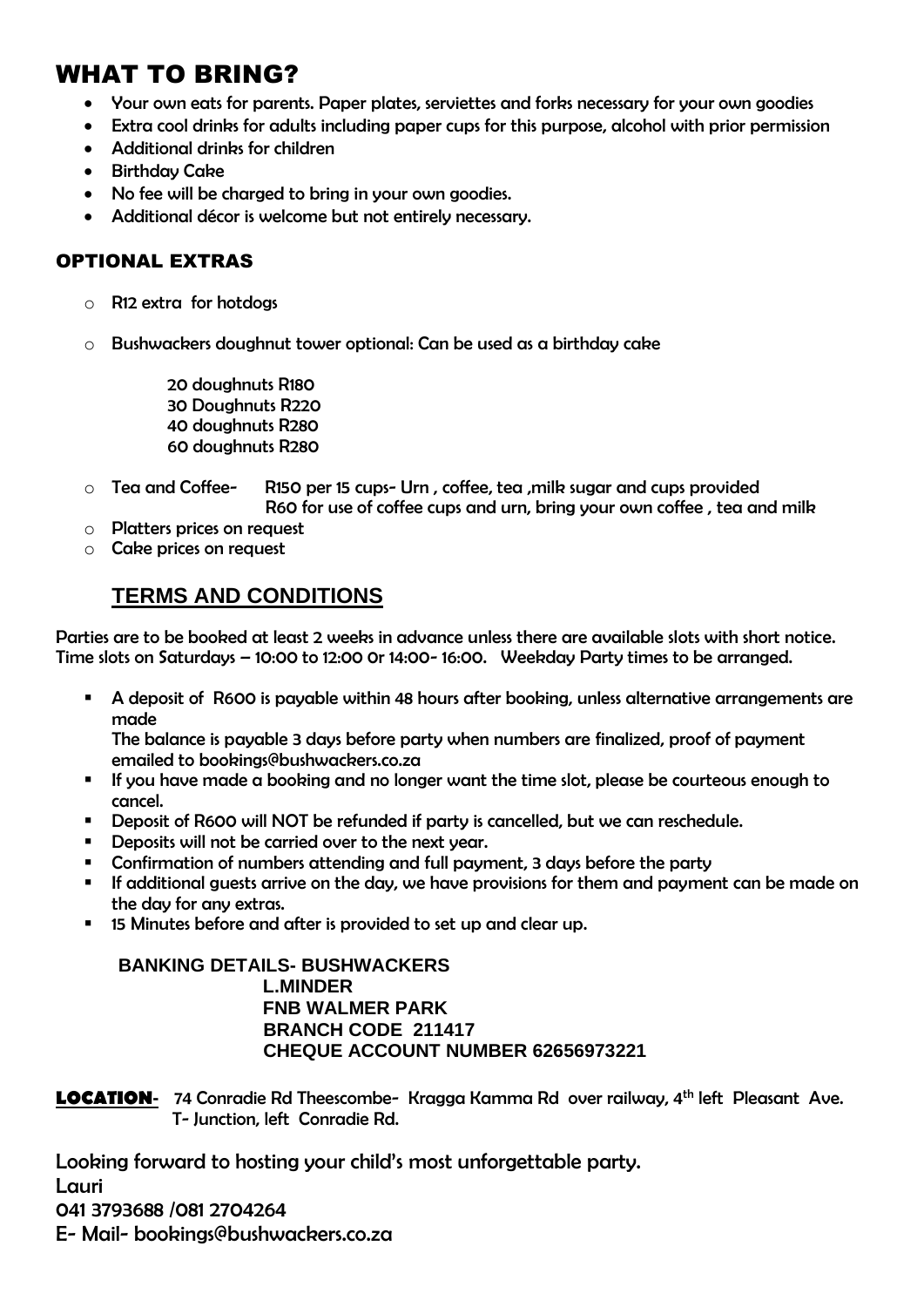# WHAT TO BRING?

- Your own eats for parents. Paper plates, serviettes and forks necessary for your own goodies
- Extra cool drinks for adults including paper cups for this purpose, alcohol with prior permission
- Additional drinks for children
- Birthday Cake
- No fee will be charged to bring in your own goodies.
- Additional décor is welcome but not entirely necessary.

### OPTIONAL EXTRAS

- R12 extra for hotdogs
- Bushwackers doughnut tower optional: Can be used as a birthday cake

  20 doughnuts R180
  30 Doughnuts R220
  40 doughnuts R280
  60 doughnuts R280

- Tea and Coffee- R150 per 15 cups- Urn , coffee, tea ,milk sugar and cups provided
  R60 for use of coffee cups and urn, bring your own coffee , tea and milk
- Platters prices on request
- Cake prices on request

## TERMS AND CONDITIONS

Parties are to be booked at least 2 weeks in advance unless there are available slots with short notice. Time slots on Saturdays – 10:00 to 12:00 0r 14:00- 16:00. Weekday Party times to be arranged.

- A deposit of R600 is payable within 48 hours after booking, unless alternative arrangements are made
  The balance is payable 3 days before party when numbers are finalized, proof of payment emailed to bookings@bushwackers.co.za
- If you have made a booking and no longer want the time slot, please be courteous enough to cancel.
- Deposit of R600 will NOT be refunded if party is cancelled, but we can reschedule.
- Deposits will not be carried over to the next year.
- Confirmation of numbers attending and full payment, 3 days before the party
- If additional guests arrive on the day, we have provisions for them and payment can be made on the day for any extras.
- 15 Minutes before and after is provided to set up and clear up.

**BANKING DETAILS- BUSHWACKERS**
**L.MINDER**
**FNB WALMER PARK**
**BRANCH CODE 211417**
**CHEQUE ACCOUNT NUMBER 62656973221**

**LOCATION**- 74 Conradie Rd Theescombe- Kragga Kamma Rd over railway, 4th left Pleasant Ave. T- Junction, left Conradie Rd.

Looking forward to hosting your child's most unforgettable party.
Lauri
041 3793688 /081 2704264
E- Mail- bookings@bushwackers.co.za